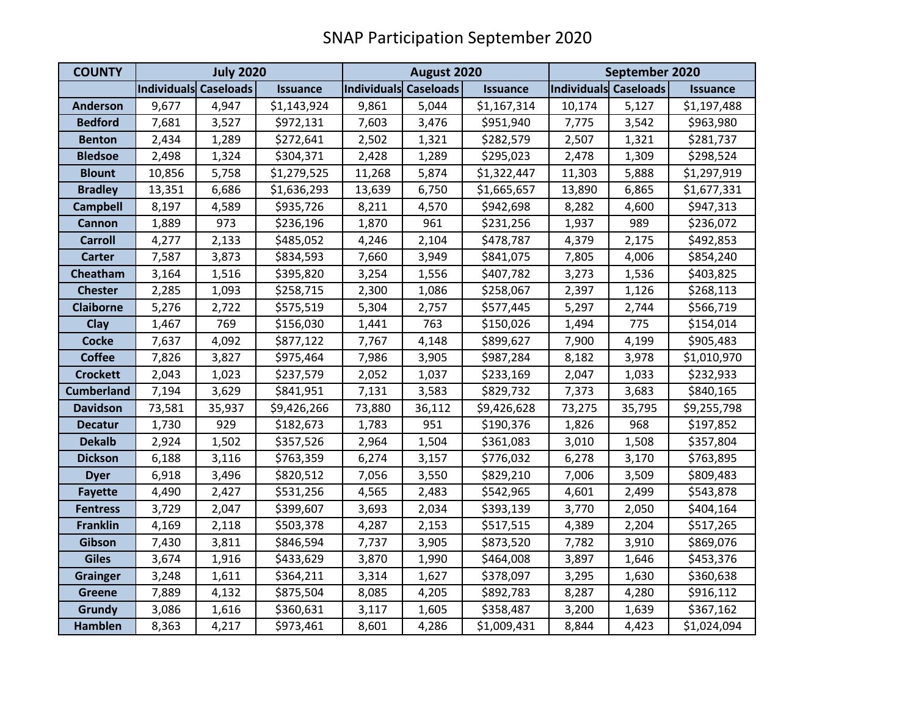# SNAP Participation September 2020

| COUNTY | July 2020 | | | August 2020 | | | September 2020 | | |
|---|---|---|---|---|---|---|---|---|---|
| | Individuals | Caseloads | Issuance | Individuals | Caseloads | Issuance | Individuals | Caseloads | Issuance |
| Anderson | 9,677 | 4,947 | $1,143,924 | 9,861 | 5,044 | $1,167,314 | 10,174 | 5,127 | $1,197,488 |
| Bedford | 7,681 | 3,527 | $972,131 | 7,603 | 3,476 | $951,940 | 7,775 | 3,542 | $963,980 |
| Benton | 2,434 | 1,289 | $272,641 | 2,502 | 1,321 | $282,579 | 2,507 | 1,321 | $281,737 |
| Bledsoe | 2,498 | 1,324 | $304,371 | 2,428 | 1,289 | $295,023 | 2,478 | 1,309 | $298,524 |
| Blount | 10,856 | 5,758 | $1,279,525 | 11,268 | 5,874 | $1,322,447 | 11,303 | 5,888 | $1,297,919 |
| Bradley | 13,351 | 6,686 | $1,636,293 | 13,639 | 6,750 | $1,665,657 | 13,890 | 6,865 | $1,677,331 |
| Campbell | 8,197 | 4,589 | $935,726 | 8,211 | 4,570 | $942,698 | 8,282 | 4,600 | $947,313 |
| Cannon | 1,889 | 973 | $236,196 | 1,870 | 961 | $231,256 | 1,937 | 989 | $236,072 |
| Carroll | 4,277 | 2,133 | $485,052 | 4,246 | 2,104 | $478,787 | 4,379 | 2,175 | $492,853 |
| Carter | 7,587 | 3,873 | $834,593 | 7,660 | 3,949 | $841,075 | 7,805 | 4,006 | $854,240 |
| Cheatham | 3,164 | 1,516 | $395,820 | 3,254 | 1,556 | $407,782 | 3,273 | 1,536 | $403,825 |
| Chester | 2,285 | 1,093 | $258,715 | 2,300 | 1,086 | $258,067 | 2,397 | 1,126 | $268,113 |
| Claiborne | 5,276 | 2,722 | $575,519 | 5,304 | 2,757 | $577,445 | 5,297 | 2,744 | $566,719 |
| Clay | 1,467 | 769 | $156,030 | 1,441 | 763 | $150,026 | 1,494 | 775 | $154,014 |
| Cocke | 7,637 | 4,092 | $877,122 | 7,767 | 4,148 | $899,627 | 7,900 | 4,199 | $905,483 |
| Coffee | 7,826 | 3,827 | $975,464 | 7,986 | 3,905 | $987,284 | 8,182 | 3,978 | $1,010,970 |
| Crockett | 2,043 | 1,023 | $237,579 | 2,052 | 1,037 | $233,169 | 2,047 | 1,033 | $232,933 |
| Cumberland | 7,194 | 3,629 | $841,951 | 7,131 | 3,583 | $829,732 | 7,373 | 3,683 | $840,165 |
| Davidson | 73,581 | 35,937 | $9,426,266 | 73,880 | 36,112 | $9,426,628 | 73,275 | 35,795 | $9,255,798 |
| Decatur | 1,730 | 929 | $182,673 | 1,783 | 951 | $190,376 | 1,826 | 968 | $197,852 |
| Dekalb | 2,924 | 1,502 | $357,526 | 2,964 | 1,504 | $361,083 | 3,010 | 1,508 | $357,804 |
| Dickson | 6,188 | 3,116 | $763,359 | 6,274 | 3,157 | $776,032 | 6,278 | 3,170 | $763,895 |
| Dyer | 6,918 | 3,496 | $820,512 | 7,056 | 3,550 | $829,210 | 7,006 | 3,509 | $809,483 |
| Fayette | 4,490 | 2,427 | $531,256 | 4,565 | 2,483 | $542,965 | 4,601 | 2,499 | $543,878 |
| Fentress | 3,729 | 2,047 | $399,607 | 3,693 | 2,034 | $393,139 | 3,770 | 2,050 | $404,164 |
| Franklin | 4,169 | 2,118 | $503,378 | 4,287 | 2,153 | $517,515 | 4,389 | 2,204 | $517,265 |
| Gibson | 7,430 | 3,811 | $846,594 | 7,737 | 3,905 | $873,520 | 7,782 | 3,910 | $869,076 |
| Giles | 3,674 | 1,916 | $433,629 | 3,870 | 1,990 | $464,008 | 3,897 | 1,646 | $453,376 |
| Grainger | 3,248 | 1,611 | $364,211 | 3,314 | 1,627 | $378,097 | 3,295 | 1,630 | $360,638 |
| Greene | 7,889 | 4,132 | $875,504 | 8,085 | 4,205 | $892,783 | 8,287 | 4,280 | $916,112 |
| Grundy | 3,086 | 1,616 | $360,631 | 3,117 | 1,605 | $358,487 | 3,200 | 1,639 | $367,162 |
| Hamblen | 8,363 | 4,217 | $973,461 | 8,601 | 4,286 | $1,009,431 | 8,844 | 4,423 | $1,024,094 |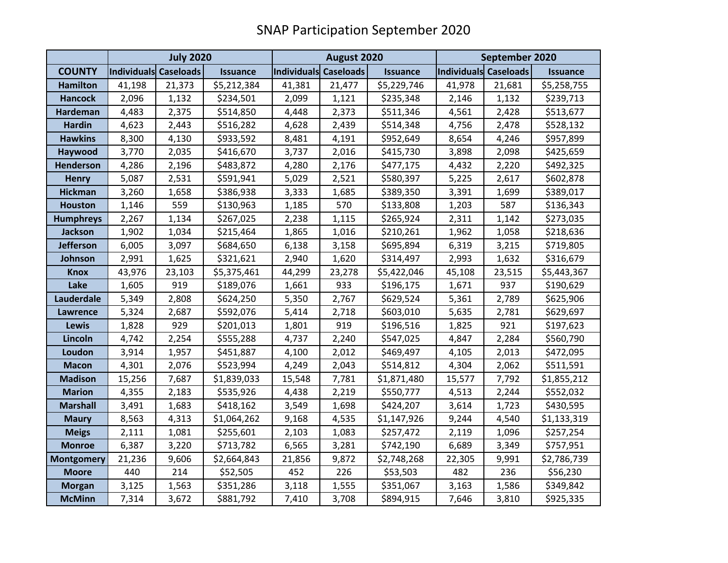# SNAP Participation September 2020

| | July 2020 | | | August 2020 | | | September 2020 | | |
|---|---|---|---|---|---|---|---|---|---|
| **COUNTY** | **Individuals** | **Caseloads** | **Issuance** | **Individuals** | **Caseloads** | **Issuance** | **Individuals** | **Caseloads** | **Issuance** |
| **Hamilton** | 41,198 | 21,373 | $5,212,384 | 41,381 | 21,477 | $5,229,746 | 41,978 | 21,681 | $5,258,755 |
| **Hancock** | 2,096 | 1,132 | $234,501 | 2,099 | 1,121 | $235,348 | 2,146 | 1,132 | $239,713 |
| **Hardeman** | 4,483 | 2,375 | $514,850 | 4,448 | 2,373 | $511,346 | 4,561 | 2,428 | $513,677 |
| **Hardin** | 4,623 | 2,443 | $516,282 | 4,628 | 2,439 | $514,348 | 4,756 | 2,478 | $528,132 |
| **Hawkins** | 8,300 | 4,130 | $933,592 | 8,481 | 4,191 | $952,649 | 8,654 | 4,246 | $957,899 |
| **Haywood** | 3,770 | 2,035 | $416,670 | 3,737 | 2,016 | $415,730 | 3,898 | 2,098 | $425,659 |
| **Henderson** | 4,286 | 2,196 | $483,872 | 4,280 | 2,176 | $477,175 | 4,432 | 2,220 | $492,325 |
| **Henry** | 5,087 | 2,531 | $591,941 | 5,029 | 2,521 | $580,397 | 5,225 | 2,617 | $602,878 |
| **Hickman** | 3,260 | 1,658 | $386,938 | 3,333 | 1,685 | $389,350 | 3,391 | 1,699 | $389,017 |
| **Houston** | 1,146 | 559 | $130,963 | 1,185 | 570 | $133,808 | 1,203 | 587 | $136,343 |
| **Humphreys** | 2,267 | 1,134 | $267,025 | 2,238 | 1,115 | $265,924 | 2,311 | 1,142 | $273,035 |
| **Jackson** | 1,902 | 1,034 | $215,464 | 1,865 | 1,016 | $210,261 | 1,962 | 1,058 | $218,636 |
| **Jefferson** | 6,005 | 3,097 | $684,650 | 6,138 | 3,158 | $695,894 | 6,319 | 3,215 | $719,805 |
| **Johnson** | 2,991 | 1,625 | $321,621 | 2,940 | 1,620 | $314,497 | 2,993 | 1,632 | $316,679 |
| **Knox** | 43,976 | 23,103 | $5,375,461 | 44,299 | 23,278 | $5,422,046 | 45,108 | 23,515 | $5,443,367 |
| **Lake** | 1,605 | 919 | $189,076 | 1,661 | 933 | $196,175 | 1,671 | 937 | $190,629 |
| **Lauderdale** | 5,349 | 2,808 | $624,250 | 5,350 | 2,767 | $629,524 | 5,361 | 2,789 | $625,906 |
| **Lawrence** | 5,324 | 2,687 | $592,076 | 5,414 | 2,718 | $603,010 | 5,635 | 2,781 | $629,697 |
| **Lewis** | 1,828 | 929 | $201,013 | 1,801 | 919 | $196,516 | 1,825 | 921 | $197,623 |
| **Lincoln** | 4,742 | 2,254 | $555,288 | 4,737 | 2,240 | $547,025 | 4,847 | 2,284 | $560,790 |
| **Loudon** | 3,914 | 1,957 | $451,887 | 4,100 | 2,012 | $469,497 | 4,105 | 2,013 | $472,095 |
| **Macon** | 4,301 | 2,076 | $523,994 | 4,249 | 2,043 | $514,812 | 4,304 | 2,062 | $511,591 |
| **Madison** | 15,256 | 7,687 | $1,839,033 | 15,548 | 7,781 | $1,871,480 | 15,577 | 7,792 | $1,855,212 |
| **Marion** | 4,355 | 2,183 | $535,926 | 4,438 | 2,219 | $550,777 | 4,513 | 2,244 | $552,032 |
| **Marshall** | 3,491 | 1,683 | $418,162 | 3,549 | 1,698 | $424,207 | 3,614 | 1,723 | $430,595 |
| **Maury** | 8,563 | 4,313 | $1,064,262 | 9,168 | 4,535 | $1,147,926 | 9,244 | 4,540 | $1,133,319 |
| **Meigs** | 2,111 | 1,081 | $255,601 | 2,103 | 1,083 | $257,472 | 2,119 | 1,096 | $257,254 |
| **Monroe** | 6,387 | 3,220 | $713,782 | 6,565 | 3,281 | $742,190 | 6,689 | 3,349 | $757,951 |
| **Montgomery** | 21,236 | 9,606 | $2,664,843 | 21,856 | 9,872 | $2,748,268 | 22,305 | 9,991 | $2,786,739 |
| **Moore** | 440 | 214 | $52,505 | 452 | 226 | $53,503 | 482 | 236 | $56,230 |
| **Morgan** | 3,125 | 1,563 | $351,286 | 3,118 | 1,555 | $351,067 | 3,163 | 1,586 | $349,842 |
| **McMinn** | 7,314 | 3,672 | $881,792 | 7,410 | 3,708 | $894,915 | 7,646 | 3,810 | $925,335 |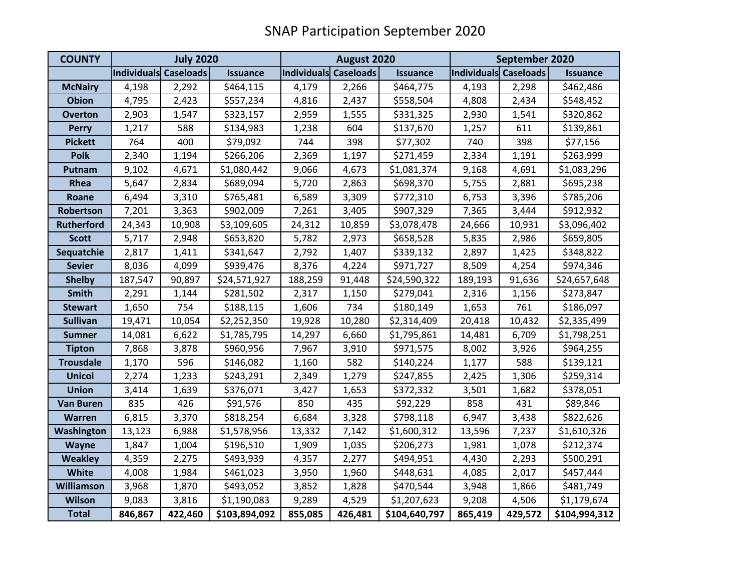# SNAP Participation September 2020

| COUNTY | July 2020 | | | August 2020 | | | September 2020 | | |
|---|---|---|---|---|---|---|---|---|---|
| | Individuals | Caseloads | Issuance | Individuals | Caseloads | Issuance | Individuals | Caseloads | Issuance |
| McNairy | 4,198 | 2,292 | $464,115 | 4,179 | 2,266 | $464,775 | 4,193 | 2,298 | $462,486 |
| Obion | 4,795 | 2,423 | $557,234 | 4,816 | 2,437 | $558,504 | 4,808 | 2,434 | $548,452 |
| Overton | 2,903 | 1,547 | $323,157 | 2,959 | 1,555 | $331,325 | 2,930 | 1,541 | $320,862 |
| Perry | 1,217 | 588 | $134,983 | 1,238 | 604 | $137,670 | 1,257 | 611 | $139,861 |
| Pickett | 764 | 400 | $79,092 | 744 | 398 | $77,302 | 740 | 398 | $77,156 |
| Polk | 2,340 | 1,194 | $266,206 | 2,369 | 1,197 | $271,459 | 2,334 | 1,191 | $263,999 |
| Putnam | 9,102 | 4,671 | $1,080,442 | 9,066 | 4,673 | $1,081,374 | 9,168 | 4,691 | $1,083,296 |
| Rhea | 5,647 | 2,834 | $689,094 | 5,720 | 2,863 | $698,370 | 5,755 | 2,881 | $695,238 |
| Roane | 6,494 | 3,310 | $765,481 | 6,589 | 3,309 | $772,310 | 6,753 | 3,396 | $785,206 |
| Robertson | 7,201 | 3,363 | $902,009 | 7,261 | 3,405 | $907,329 | 7,365 | 3,444 | $912,932 |
| Rutherford | 24,343 | 10,908 | $3,109,605 | 24,312 | 10,859 | $3,078,478 | 24,666 | 10,931 | $3,096,402 |
| Scott | 5,717 | 2,948 | $653,820 | 5,782 | 2,973 | $658,528 | 5,835 | 2,986 | $659,805 |
| Sequatchie | 2,817 | 1,411 | $341,647 | 2,792 | 1,407 | $339,132 | 2,897 | 1,425 | $348,822 |
| Sevier | 8,036 | 4,099 | $939,476 | 8,376 | 4,224 | $971,727 | 8,509 | 4,254 | $974,346 |
| Shelby | 187,547 | 90,897 | $24,571,927 | 188,259 | 91,448 | $24,590,322 | 189,193 | 91,636 | $24,657,648 |
| Smith | 2,291 | 1,144 | $281,502 | 2,317 | 1,150 | $279,041 | 2,316 | 1,156 | $273,847 |
| Stewart | 1,650 | 754 | $188,115 | 1,606 | 734 | $180,149 | 1,653 | 761 | $186,097 |
| Sullivan | 19,471 | 10,054 | $2,252,350 | 19,928 | 10,280 | $2,314,409 | 20,418 | 10,432 | $2,335,499 |
| Sumner | 14,081 | 6,622 | $1,785,795 | 14,297 | 6,660 | $1,795,861 | 14,481 | 6,709 | $1,798,251 |
| Tipton | 7,868 | 3,878 | $960,956 | 7,967 | 3,910 | $971,575 | 8,002 | 3,926 | $964,255 |
| Trousdale | 1,170 | 596 | $146,082 | 1,160 | 582 | $140,224 | 1,177 | 588 | $139,121 |
| Unicoi | 2,274 | 1,233 | $243,291 | 2,349 | 1,279 | $247,855 | 2,425 | 1,306 | $259,314 |
| Union | 3,414 | 1,639 | $376,071 | 3,427 | 1,653 | $372,332 | 3,501 | 1,682 | $378,051 |
| Van Buren | 835 | 426 | $91,576 | 850 | 435 | $92,229 | 858 | 431 | $89,846 |
| Warren | 6,815 | 3,370 | $818,254 | 6,684 | 3,328 | $798,118 | 6,947 | 3,438 | $822,626 |
| Washington | 13,123 | 6,988 | $1,578,956 | 13,332 | 7,142 | $1,600,312 | 13,596 | 7,237 | $1,610,326 |
| Wayne | 1,847 | 1,004 | $196,510 | 1,909 | 1,035 | $206,273 | 1,981 | 1,078 | $212,374 |
| Weakley | 4,359 | 2,275 | $493,939 | 4,357 | 2,277 | $494,951 | 4,430 | 2,293 | $500,291 |
| White | 4,008 | 1,984 | $461,023 | 3,950 | 1,960 | $448,631 | 4,085 | 2,017 | $457,444 |
| Williamson | 3,968 | 1,870 | $493,052 | 3,852 | 1,828 | $470,544 | 3,948 | 1,866 | $481,749 |
| Wilson | 9,083 | 3,816 | $1,190,083 | 9,289 | 4,529 | $1,207,623 | 9,208 | 4,506 | $1,179,674 |
| **Total** | **846,867** | **422,460** | **$103,894,092** | **855,085** | **426,481** | **$104,640,797** | **865,419** | **429,572** | **$104,994,312** |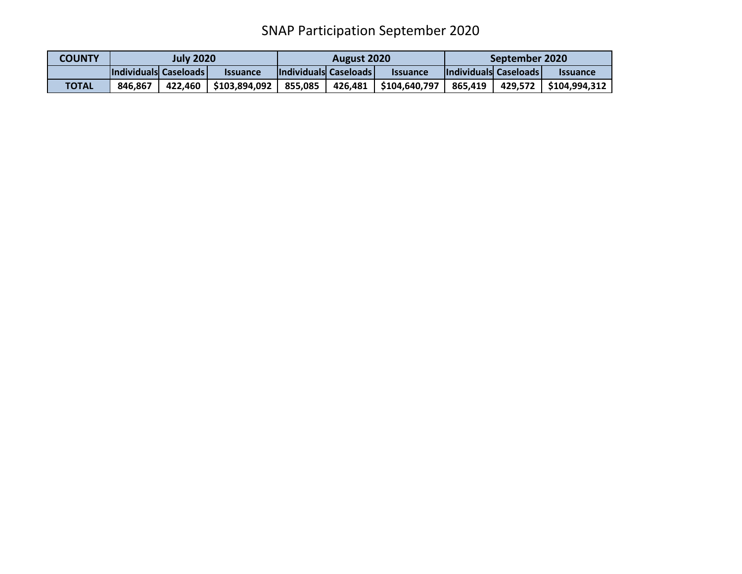# SNAP Participation September 2020

| COUNTY | July 2020 | | | August 2020 | | | September 2020 | | |
|---|---|---|---|---|---|---|---|---|---|
| | Individuals | Caseloads | Issuance | Individuals | Caseloads | Issuance | Individuals | Caseloads | Issuance |
| **TOTAL** | **846,867** | **422,460** | **$103,894,092** | **855,085** | **426,481** | **$104,640,797** | **865,419** | **429,572** | **$104,994,312** |